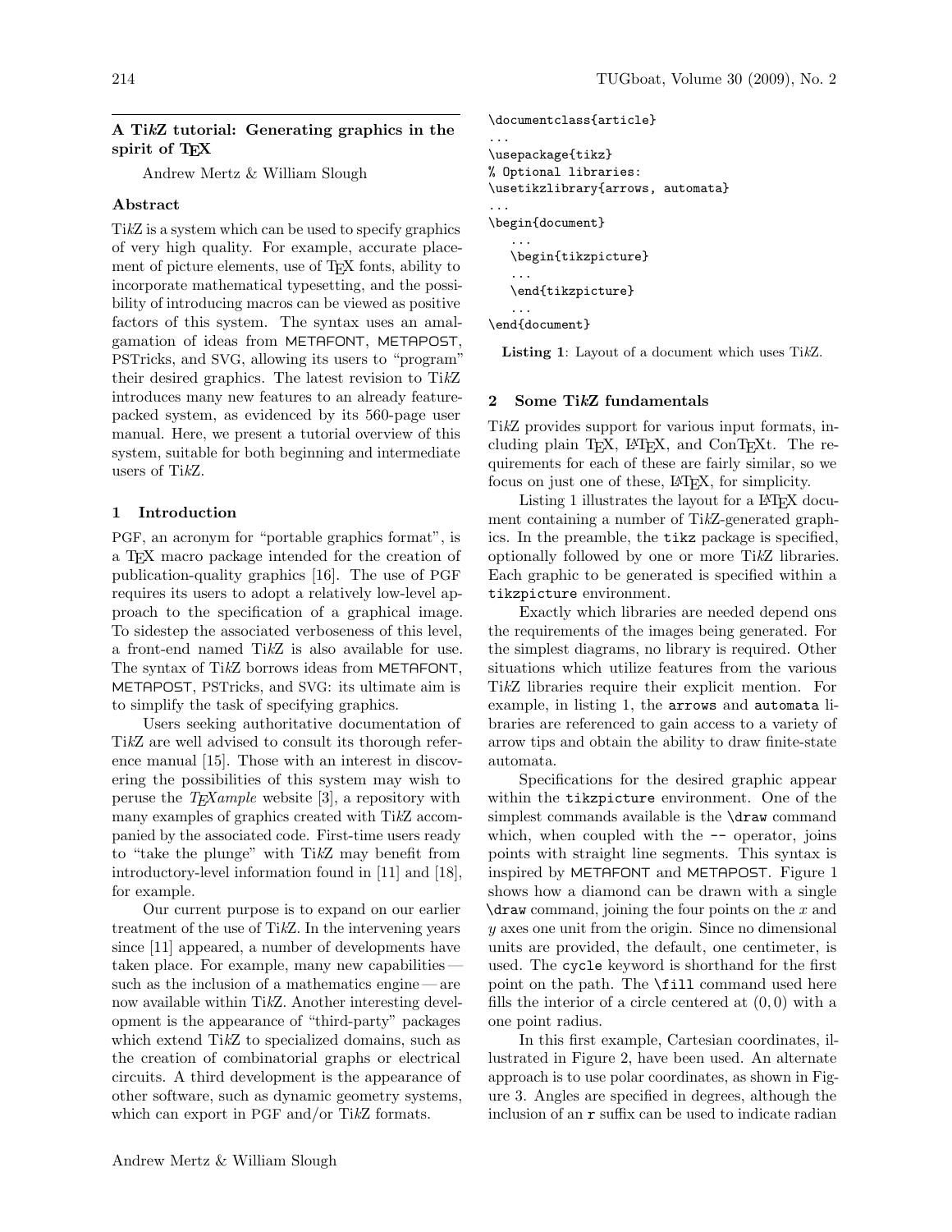## A Ti*k*Z tutorial: Generating graphics in the spirit of TeX

Andrew Mertz & William Slough

### Abstract

Ti*k*Z is a system which can be used to specify graphics of very high quality. For example, accurate placement of picture elements, use of TeX fonts, ability to incorporate mathematical typesetting, and the possibility of introducing macros can be viewed as positive factors of this system. The syntax uses an amalgamation of ideas from METAFONT, METAPOST, PSTricks, and SVG, allowing its users to "program" their desired graphics. The latest revision to Ti*k*Z introduces many new features to an already feature-packed system, as evidenced by its 560-page user manual. Here, we present a tutorial overview of this system, suitable for both beginning and intermediate users of Ti*k*Z.

### 1 Introduction

PGF, an acronym for "portable graphics format", is a TeX macro package intended for the creation of publication-quality graphics [16]. The use of PGF requires its users to adopt a relatively low-level approach to the specification of a graphical image. To sidestep the associated verboseness of this level, a front-end named Ti*k*Z is also available for use. The syntax of Ti*k*Z borrows ideas from METAFONT, METAPOST, PSTricks, and SVG: its ultimate aim is to simplify the task of specifying graphics.

Users seeking authoritative documentation of Ti*k*Z are well advised to consult its thorough reference manual [15]. Those with an interest in discovering the possibilities of this system may wish to peruse the *TeXample* website [3], a repository with many examples of graphics created with Ti*k*Z accompanied by the associated code. First-time users ready to "take the plunge" with Ti*k*Z may benefit from introductory-level information found in [11] and [18], for example.

Our current purpose is to expand on our earlier treatment of the use of Ti*k*Z. In the intervening years since [11] appeared, a number of developments have taken place. For example, many new capabilities — such as the inclusion of a mathematics engine — are now available within Ti*k*Z. Another interesting development is the appearance of "third-party" packages which extend Ti*k*Z to specialized domains, such as the creation of combinatorial graphs or electrical circuits. A third development is the appearance of other software, such as dynamic geometry systems, which can export in PGF and/or Ti*k*Z formats.

```
\documentclass{article}
...
\usepackage{tikz}
% Optional libraries:
\usetikzlibrary{arrows, automata}
...
\begin{document}
   ...
   \begin{tikzpicture}
   ...
   \end{tikzpicture}
   ...
\end{document}
```

**Listing 1**: Layout of a document which uses Ti*k*Z.

### 2 Some Ti*k*Z fundamentals

Ti*k*Z provides support for various input formats, including plain TeX, LaTeX, and ConTeXt. The requirements for each of these are fairly similar, so we focus on just one of these, LaTeX, for simplicity.

Listing 1 illustrates the layout for a LaTeX document containing a number of Ti*k*Z-generated graphics. In the preamble, the `tikz` package is specified, optionally followed by one or more Ti*k*Z libraries. Each graphic to be generated is specified within a `tikzpicture` environment.

Exactly which libraries are needed depend ons the requirements of the images being generated. For the simplest diagrams, no library is required. Other situations which utilize features from the various Ti*k*Z libraries require their explicit mention. For example, in listing 1, the `arrows` and `automata` libraries are referenced to gain access to a variety of arrow tips and obtain the ability to draw finite-state automata.

Specifications for the desired graphic appear within the `tikzpicture` environment. One of the simplest commands available is the `\draw` command which, when coupled with the `--` operator, joins points with straight line segments. This syntax is inspired by METAFONT and METAPOST. Figure 1 shows how a diamond can be drawn with a single `\draw` command, joining the four points on the $x$ and $y$ axes one unit from the origin. Since no dimensional units are provided, the default, one centimeter, is used. The `cycle` keyword is shorthand for the first point on the path. The `\fill` command used here fills the interior of a circle centered at $(0, 0)$ with a one point radius.

In this first example, Cartesian coordinates, illustrated in Figure 2, have been used. An alternate approach is to use polar coordinates, as shown in Figure 3. Angles are specified in degrees, although the inclusion of an `r` suffix can be used to indicate radian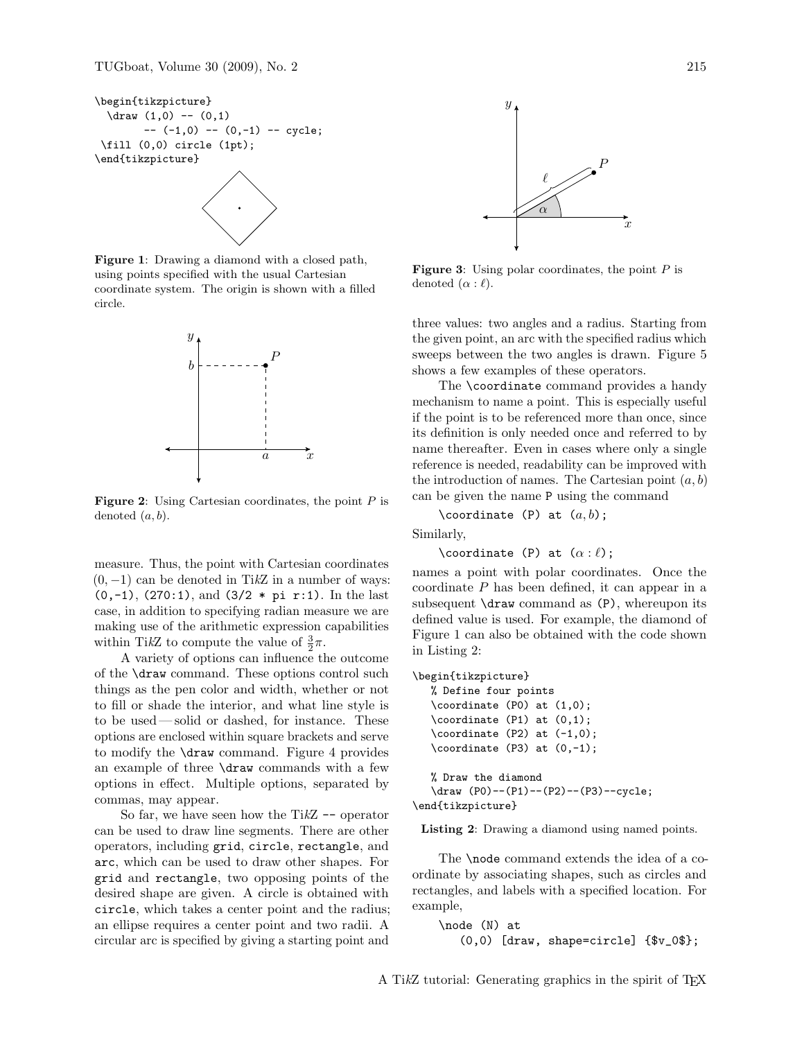```
\begin{tikzpicture}
  \draw (1,0) -- (0,1)
        -- (-1,0) -- (0,-1) -- cycle;
 \fill (0,0) circle (1pt);
\end{tikzpicture}
```

**Figure 1**: Drawing a diamond with a closed path, using points specified with the usual Cartesian coordinate system. The origin is shown with a filled circle.

**Figure 2**: Using Cartesian coordinates, the point $P$ is denoted $(a, b)$.

measure. Thus, the point with Cartesian coordinates $(0, -1)$ can be denoted in Ti*k*Z in a number of ways: `(0,-1)`, `(270:1)`, and `(3/2 * pi r:1)`. In the last case, in addition to specifying radian measure we are making use of the arithmetic expression capabilities within Ti*k*Z to compute the value of $\frac{3}{2}\pi$.

A variety of options can influence the outcome of the `\draw` command. These options control such things as the pen color and width, whether or not to fill or shade the interior, and what line style is to be used — solid or dashed, for instance. These options are enclosed within square brackets and serve to modify the `\draw` command. Figure 4 provides an example of three `\draw` commands with a few options in effect. Multiple options, separated by commas, may appear.

So far, we have seen how the Ti*k*Z `--` operator can be used to draw line segments. There are other operators, including `grid`, `circle`, `rectangle`, and `arc`, which can be used to draw other shapes. For `grid` and `rectangle`, two opposing points of the desired shape are given. A circle is obtained with `circle`, which takes a center point and the radius; an ellipse requires a center point and two radii. A circular arc is specified by giving a starting point and

**Figure 3**: Using polar coordinates, the point $P$ is denoted $(\alpha : \ell)$.

three values: two angles and a radius. Starting from the given point, an arc with the specified radius which sweeps between the two angles is drawn. Figure 5 shows a few examples of these operators.

The `\coordinate` command provides a handy mechanism to name a point. This is especially useful if the point is to be referenced more than once, since its definition is only needed once and referred to by name thereafter. Even in cases where only a single reference is needed, readability can be improved with the introduction of names. The Cartesian point $(a, b)$ can be given the name `P` using the command

`\coordinate (P) at` $(a, b)$`;`

Similarly,

`\coordinate (P) at` $(\alpha : \ell)$`;`

names a point with polar coordinates. Once the coordinate $P$ has been defined, it can appear in a subsequent `\draw` command as `(P)`, whereupon its defined value is used. For example, the diamond of Figure 1 can also be obtained with the code shown in Listing 2:

```
\begin{tikzpicture}
   % Define four points
   \coordinate (P0) at (1,0);
   \coordinate (P1) at (0,1);
   \coordinate (P2) at (-1,0);
   \coordinate (P3) at (0,-1);

   % Draw the diamond
   \draw (P0)--(P1)--(P2)--(P3)--cycle;
\end{tikzpicture}
```

**Listing 2**: Drawing a diamond using named points.

The `\node` command extends the idea of a coordinate by associating shapes, such as circles and rectangles, and labels with a specified location. For example,

```
\node (N) at
   (0,0) [draw, shape=circle] {$v_0$};
```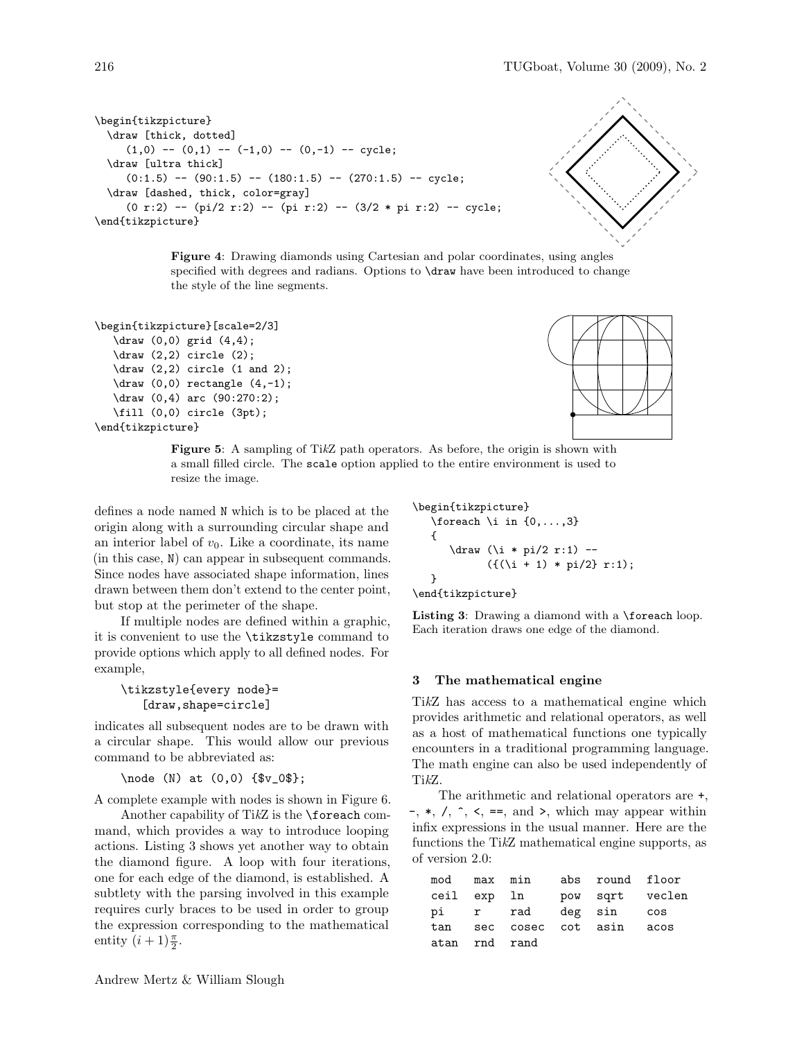```
\begin{tikzpicture}
  \draw [thick, dotted]
     (1,0) -- (0,1) -- (-1,0) -- (0,-1) -- cycle;
  \draw [ultra thick]
     (0:1.5) -- (90:1.5) -- (180:1.5) -- (270:1.5) -- cycle;
  \draw [dashed, thick, color=gray]
     (0 r:2) -- (pi/2 r:2) -- (pi r:2) -- (3/2 * pi r:2) -- cycle;
\end{tikzpicture}
```

**Figure 4**: Drawing diamonds using Cartesian and polar coordinates, using angles specified with degrees and radians. Options to `\draw` have been introduced to change the style of the line segments.

```
\begin{tikzpicture}[scale=2/3]
   \draw (0,0) grid (4,4);
   \draw (2,2) circle (2);
   \draw (2,2) circle (1 and 2);
   \draw (0,0) rectangle (4,-1);
   \draw (0,4) arc (90:270:2);
   \fill (0,0) circle (3pt);
\end{tikzpicture}
```

**Figure 5**: A sampling of Ti*k*Z path operators. As before, the origin is shown with a small filled circle. The `scale` option applied to the entire environment is used to resize the image.

defines a node named `N` which is to be placed at the origin along with a surrounding circular shape and an interior label of $v_0$. Like a coordinate, its name (in this case, `N`) can appear in subsequent commands. Since nodes have associated shape information, lines drawn between them don't extend to the center point, but stop at the perimeter of the shape.

If multiple nodes are defined within a graphic, it is convenient to use the `\tikzstyle` command to provide options which apply to all defined nodes. For example,

```
\tikzstyle{every node}=
   [draw,shape=circle]
```

indicates all subsequent nodes are to be drawn with a circular shape. This would allow our previous command to be abbreviated as:

```
\node (N) at (0,0) {$v_0$};
```

A complete example with nodes is shown in Figure 6.

Another capability of Ti*k*Z is the `\foreach` command, which provides a way to introduce looping actions. Listing 3 shows yet another way to obtain the diamond figure. A loop with four iterations, one for each edge of the diamond, is established. A subtlety with the parsing involved in this example requires curly braces to be used in order to group the expression corresponding to the mathematical entity $(i+1)\frac{\pi}{2}$.

```
\begin{tikzpicture}
   \foreach \i in {0,...,3}
   {
      \draw (\i * pi/2 r:1) --
            ({(\i + 1) * pi/2} r:1);
   }
\end{tikzpicture}
```

**Listing 3**: Drawing a diamond with a `\foreach` loop. Each iteration draws one edge of the diamond.

### 3 The mathematical engine

Ti*k*Z has access to a mathematical engine which provides arithmetic and relational operators, as well as a host of mathematical functions one typically encounters in a traditional programming language. The math engine can also be used independently of Ti*k*Z.

The arithmetic and relational operators are `+`, `-`, `*`, `/`, `^`, `<`, `==`, and `>`, which may appear within infix expressions in the usual manner. Here are the functions the Ti*k*Z mathematical engine supports, as of version 2.0:

```
mod   max  min    abs  round  floor
ceil  exp  ln     pow  sqrt   veclen
pi    r    rad    deg  sin    cos
tan   sec  cosec  cot  asin   acos
atan  rnd  rand
```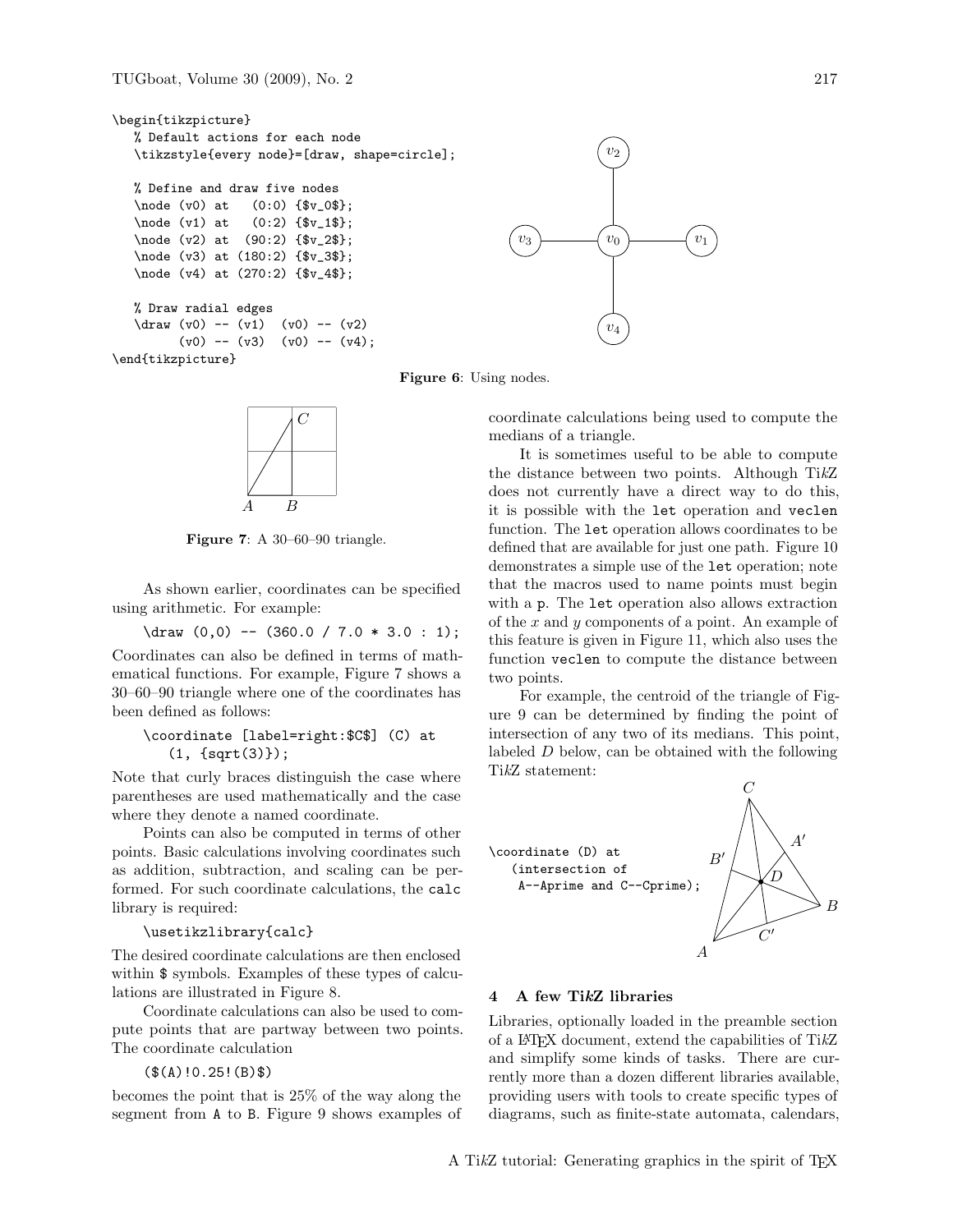```
\begin{tikzpicture}
   % Default actions for each node
   \tikzstyle{every node}=[draw, shape=circle];

   % Define and draw five nodes
   \node (v0) at   (0:0) {$v_0$};
   \node (v1) at   (0:2) {$v_1$};
   \node (v2) at  (90:2) {$v_2$};
   \node (v3) at (180:2) {$v_3$};
   \node (v4) at (270:2) {$v_4$};

   % Draw radial edges
   \draw (v0) -- (v1)  (v0) -- (v2)
         (v0) -- (v3)  (v0) -- (v4);
\end{tikzpicture}
```

**Figure 6**: Using nodes.

**Figure 7**: A 30–60–90 triangle.

As shown earlier, coordinates can be specified using arithmetic. For example:

```
\draw (0,0) -- (360.0 / 7.0 * 3.0 : 1);
```

Coordinates can also be defined in terms of mathematical functions. For example, Figure 7 shows a 30–60–90 triangle where one of the coordinates has been defined as follows:

```
\coordinate [label=right:$C$] (C) at
   (1, {sqrt(3)});
```

Note that curly braces distinguish the case where parentheses are used mathematically and the case where they denote a named coordinate.

Points can also be computed in terms of other points. Basic calculations involving coordinates such as addition, subtraction, and scaling can be performed. For such coordinate calculations, the `calc` library is required:

```
\usetikzlibrary{calc}
```

The desired coordinate calculations are then enclosed within `$` symbols. Examples of these types of calculations are illustrated in Figure 8.

Coordinate calculations can also be used to compute points that are partway between two points. The coordinate calculation

```
($(A)!0.25!(B)$)
```

becomes the point that is 25% of the way along the segment from `A` to `B`. Figure 9 shows examples of coordinate calculations being used to compute the medians of a triangle.

It is sometimes useful to be able to compute the distance between two points. Although Ti*k*Z does not currently have a direct way to do this, it is possible with the `let` operation and `veclen` function. The `let` operation allows coordinates to be defined that are available for just one path. Figure 10 demonstrates a simple use of the `let` operation; note that the macros used to name points must begin with a `p`. The `let` operation also allows extraction of the $x$ and $y$ components of a point. An example of this feature is given in Figure 11, which also uses the function `veclen` to compute the distance between two points.

For example, the centroid of the triangle of Figure 9 can be determined by finding the point of intersection of any two of its medians. This point, labeled $D$ below, can be obtained with the following Ti*k*Z statement:

```
\coordinate (D) at
   (intersection of
    A--Aprime and C--Cprime);
```

## 4 A few Ti*k*Z libraries

Libraries, optionally loaded in the preamble section of a LaTeX document, extend the capabilities of Ti*k*Z and simplify some kinds of tasks. There are currently more than a dozen different libraries available, providing users with tools to create specific types of diagrams, such as finite-state automata, calendars,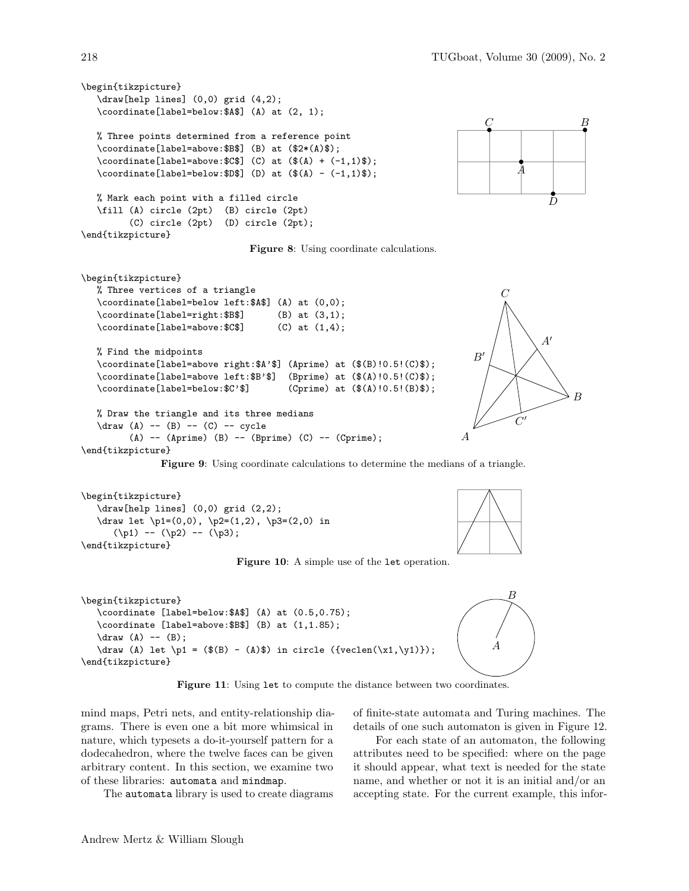```
\begin{tikzpicture}
   \draw[help lines] (0,0) grid (4,2);
   \coordinate[label=below:$A$] (A) at (2, 1);

   % Three points determined from a reference point
   \coordinate[label=above:$B$] (B) at ($2*(A)$);
   \coordinate[label=above:$C$] (C) at ($(A) + (-1,1)$);
   \coordinate[label=below:$D$] (D) at ($(A) - (-1,1)$);

   % Mark each point with a filled circle
   \fill (A) circle (2pt)  (B) circle (2pt)
         (C) circle (2pt)  (D) circle (2pt);
\end{tikzpicture}
```

**Figure 8**: Using coordinate calculations.

```
\begin{tikzpicture}
   % Three vertices of a triangle
   \coordinate[label=below left:$A$] (A) at (0,0);
   \coordinate[label=right:$B$]      (B) at (3,1);
   \coordinate[label=above:$C$]      (C) at (1,4);

   % Find the midpoints
   \coordinate[label=above right:$A'$] (Aprime) at ($(B)!0.5!(C)$);
   \coordinate[label=above left:$B'$]  (Bprime) at ($(A)!0.5!(C)$);
   \coordinate[label=below:$C'$]       (Cprime) at ($(A)!0.5!(B)$);

   % Draw the triangle and its three medians
   \draw (A) -- (B) -- (C) -- cycle
         (A) -- (Aprime) (B) -- (Bprime) (C) -- (Cprime);
\end{tikzpicture}
```

**Figure 9**: Using coordinate calculations to determine the medians of a triangle.

```
\begin{tikzpicture}
   \draw[help lines] (0,0) grid (2,2);
   \draw let \p1=(0,0), \p2=(1,2), \p3=(2,0) in
      (\p1) -- (\p2) -- (\p3);
\end{tikzpicture}
```

**Figure 10**: A simple use of the `let` operation.

```
\begin{tikzpicture}
   \coordinate [label=below:$A$] (A) at (0.5,0.75);
   \coordinate [label=above:$B$] (B) at (1,1.85);
   \draw (A) -- (B);
   \draw (A) let \p1 = ($(B) - (A)$) in circle ({veclen(\x1,\y1)});
\end{tikzpicture}
```

**Figure 11**: Using `let` to compute the distance between two coordinates.

mind maps, Petri nets, and entity-relationship diagrams. There is even one a bit more whimsical in nature, which typesets a do-it-yourself pattern for a dodecahedron, where the twelve faces can be given arbitrary content. In this section, we examine two of these libraries: `automata` and `mindmap`.

The `automata` library is used to create diagrams of finite-state automata and Turing machines. The details of one such automaton is given in Figure 12.

For each state of an automaton, the following attributes need to be specified: where on the page it should appear, what text is needed for the state name, and whether or not it is an initial and/or an accepting state. For the current example, this infor-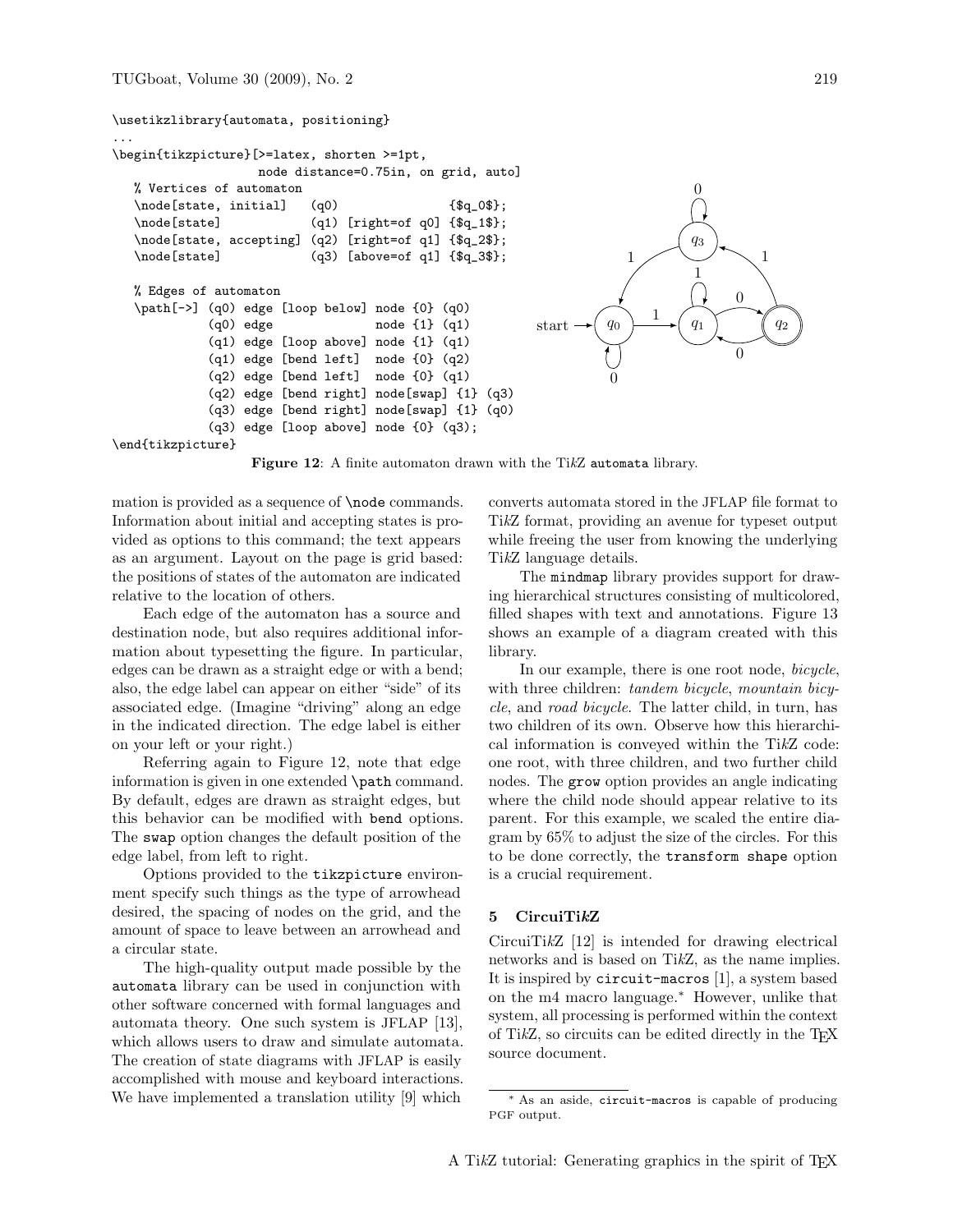```
\usetikzlibrary{automata, positioning}
...
\begin{tikzpicture}[>=latex, shorten >=1pt,
                    node distance=0.75in, on grid, auto]
   % Vertices of automaton
   \node[state, initial]   (q0)                {$q_0$};
   \node[state]            (q1) [right=of q0] {$q_1$};
   \node[state, accepting] (q2) [right=of q1] {$q_2$};
   \node[state]            (q3) [above=of q1] {$q_3$};

   % Edges of automaton
   \path[->] (q0) edge [loop below] node {0} (q0)
             (q0) edge              node {1} (q1)
             (q1) edge [loop above] node {1} (q1)
             (q1) edge [bend left]  node {0} (q2)
             (q2) edge [bend left]  node {0} (q1)
             (q2) edge [bend right] node[swap] {1} (q3)
             (q3) edge [bend right] node[swap] {1} (q0)
             (q3) edge [loop above] node {0} (q3);
\end{tikzpicture}
```

**Figure 12**: A finite automaton drawn with the Ti*k*Z `automata` library.

mation is provided as a sequence of `\node` commands. Information about initial and accepting states is provided as options to this command; the text appears as an argument. Layout on the page is grid based: the positions of states of the automaton are indicated relative to the location of others.

Each edge of the automaton has a source and destination node, but also requires additional information about typesetting the figure. In particular, edges can be drawn as a straight edge or with a bend; also, the edge label can appear on either "side" of its associated edge. (Imagine "driving" along an edge in the indicated direction. The edge label is either on your left or your right.)

Referring again to Figure 12, note that edge information is given in one extended `\path` command. By default, edges are drawn as straight edges, but this behavior can be modified with `bend` options. The `swap` option changes the default position of the edge label, from left to right.

Options provided to the `tikzpicture` environment specify such things as the type of arrowhead desired, the spacing of nodes on the grid, and the amount of space to leave between an arrowhead and a circular state.

The high-quality output made possible by the `automata` library can be used in conjunction with other software concerned with formal languages and automata theory. One such system is JFLAP [13], which allows users to draw and simulate automata. The creation of state diagrams with JFLAP is easily accomplished with mouse and keyboard interactions. We have implemented a translation utility [9] which converts automata stored in the JFLAP file format to Ti*k*Z format, providing an avenue for typeset output while freeing the user from knowing the underlying Ti*k*Z language details.

The `mindmap` library provides support for drawing hierarchical structures consisting of multicolored, filled shapes with text and annotations. Figure 13 shows an example of a diagram created with this library.

In our example, there is one root node, *bicycle*, with three children: *tandem bicycle*, *mountain bicycle*, and *road bicycle*. The latter child, in turn, has two children of its own. Observe how this hierarchical information is conveyed within the Ti*k*Z code: one root, with three children, and two further child nodes. The `grow` option provides an angle indicating where the child node should appear relative to its parent. For this example, we scaled the entire diagram by 65% to adjust the size of the circles. For this to be done correctly, the `transform shape` option is a crucial requirement.

## 5 CircuiTi*k*Z

CircuiTi*k*Z [12] is intended for drawing electrical networks and is based on Ti*k*Z, as the name implies. It is inspired by `circuit-macros` [1], a system based on the m4 macro language.* However, unlike that system, all processing is performed within the context of Ti*k*Z, so circuits can be edited directly in the TEX source document.

* As an aside, `circuit-macros` is capable of producing PGF output.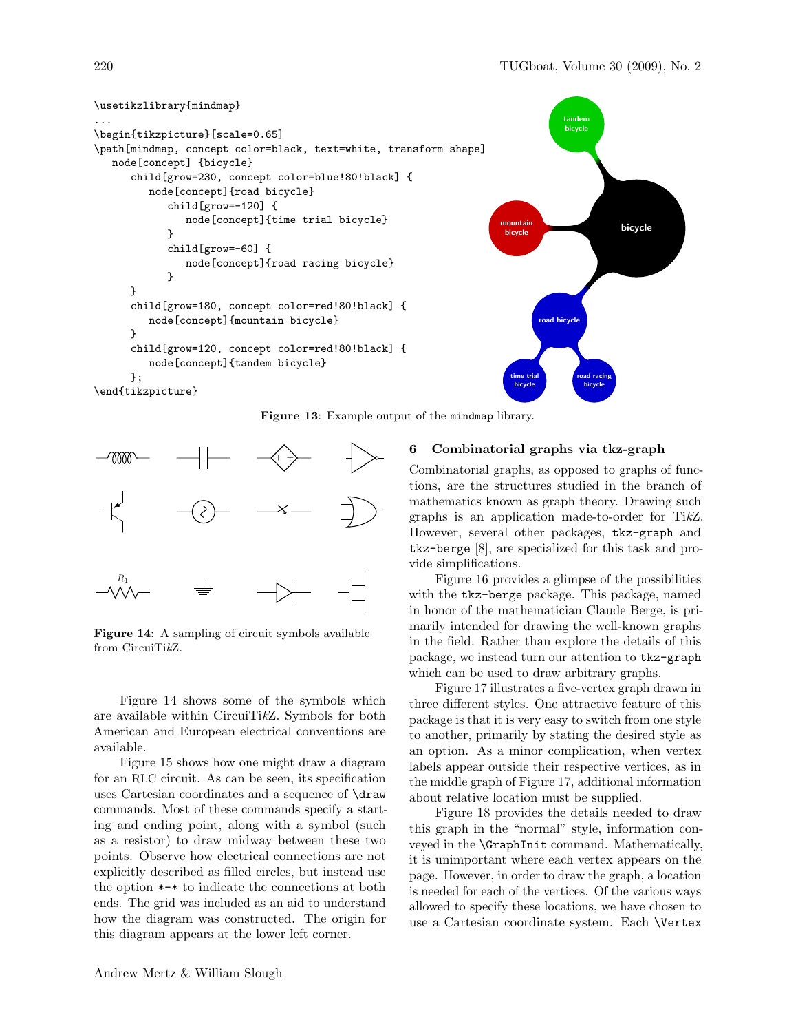```
\usetikzlibrary{mindmap}
...
\begin{tikzpicture}[scale=0.65]
\path[mindmap, concept color=black, text=white, transform shape]
  node[concept] {bicycle}
    child[grow=230, concept color=blue!80!black] {
      node[concept]{road bicycle}
        child[grow=-120] {
          node[concept]{time trial bicycle}
        }
        child[grow=-60] {
          node[concept]{road racing bicycle}
        }
    }
    child[grow=180, concept color=red!80!black] {
      node[concept]{mountain bicycle}
    }
    child[grow=120, concept color=red!80!black] {
      node[concept]{tandem bicycle}
    };
\end{tikzpicture}
```

**Figure 13**: Example output of the `mindmap` library.

**Figure 14**: A sampling of circuit symbols available from CircuiTi*k*Z.

Figure 14 shows some of the symbols which are available within CircuiTi*k*Z. Symbols for both American and European electrical conventions are available.

Figure 15 shows how one might draw a diagram for an RLC circuit. As can be seen, its specification uses Cartesian coordinates and a sequence of `\draw` commands. Most of these commands specify a starting and ending point, along with a symbol (such as a resistor) to draw midway between these two points. Observe how electrical connections are not explicitly described as filled circles, but instead use the option `*-*` to indicate the connections at both ends. The grid was included as an aid to understand how the diagram was constructed. The origin for this diagram appears at the lower left corner.

## 6 Combinatorial graphs via tkz-graph

Combinatorial graphs, as opposed to graphs of functions, are the structures studied in the branch of mathematics known as graph theory. Drawing such graphs is an application made-to-order for Ti*k*Z. However, several other packages, `tkz-graph` and `tkz-berge` [8], are specialized for this task and provide simplifications.

Figure 16 provides a glimpse of the possibilities with the `tkz-berge` package. This package, named in honor of the mathematician Claude Berge, is primarily intended for drawing the well-known graphs in the field. Rather than explore the details of this package, we instead turn our attention to `tkz-graph` which can be used to draw arbitrary graphs.

Figure 17 illustrates a five-vertex graph drawn in three different styles. One attractive feature of this package is that it is very easy to switch from one style to another, primarily by stating the desired style as an option. As a minor complication, when vertex labels appear outside their respective vertices, as in the middle graph of Figure 17, additional information about relative location must be supplied.

Figure 18 provides the details needed to draw this graph in the "normal" style, information conveyed in the `\GraphInit` command. Mathematically, it is unimportant where each vertex appears on the page. However, in order to draw the graph, a location is needed for each of the vertices. Of the various ways allowed to specify these locations, we have chosen to use a Cartesian coordinate system. Each `\Vertex`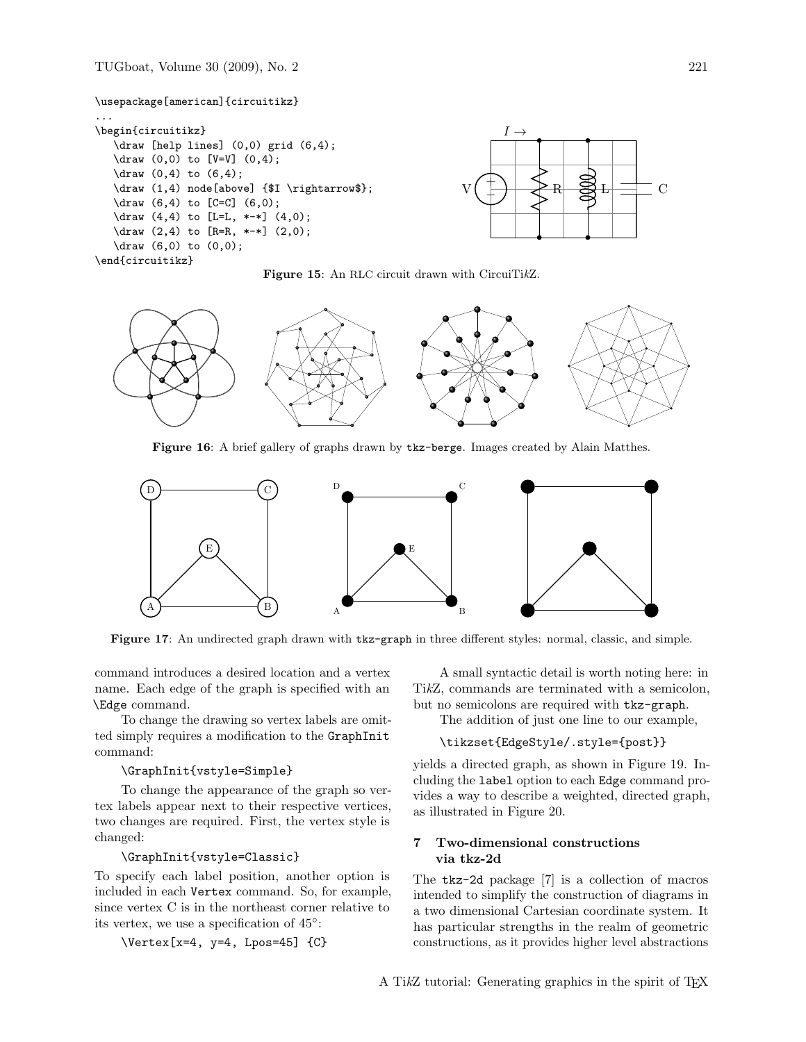```
\usepackage[american]{circuitikz}
...
\begin{circuitikz}
   \draw [help lines] (0,0) grid (6,4);
   \draw (0,0) to [V=V] (0,4);
   \draw (0,4) to (6,4);
   \draw (1,4) node[above] {$I \rightarrow$};
   \draw (6,4) to [C=C] (6,0);
   \draw (4,4) to [L=L, *-*] (4,0);
   \draw (2,4) to [R=R, *-*] (2,0);
   \draw (6,0) to (0,0);
\end{circuitikz}
```

**Figure 15**: An RLC circuit drawn with CircuiTi*k*Z.

**Figure 16**: A brief gallery of graphs drawn by `tkz-berge`. Images created by Alain Matthes.

**Figure 17**: An undirected graph drawn with `tkz-graph` in three different styles: normal, classic, and simple.

command introduces a desired location and a vertex name. Each edge of the graph is specified with an `\Edge` command.

To change the drawing so vertex labels are omitted simply requires a modification to the `GraphInit` command:

```
\GraphInit{vstyle=Simple}
```

To change the appearance of the graph so vertex labels appear next to their respective vertices, two changes are required. First, the vertex style is changed:

```
\GraphInit{vstyle=Classic}
```

To specify each label position, another option is included in each `Vertex` command. So, for example, since vertex C is in the northeast corner relative to its vertex, we use a specification of 45°:

```
\Vertex[x=4, y=4, Lpos=45] {C}
```

A small syntactic detail is worth noting here: in Ti*k*Z, commands are terminated with a semicolon, but no semicolons are required with `tkz-graph`.

The addition of just one line to our example,

```
\tikzset{EdgeStyle/.style={post}}
```

yields a directed graph, as shown in Figure 19. Including the `label` option to each `Edge` command provides a way to describe a weighted, directed graph, as illustrated in Figure 20.

## 7 Two-dimensional constructions via tkz-2d

The `tkz-2d` package [7] is a collection of macros intended to simplify the construction of diagrams in a two dimensional Cartesian coordinate system. It has particular strengths in the realm of geometric constructions, as it provides higher level abstractions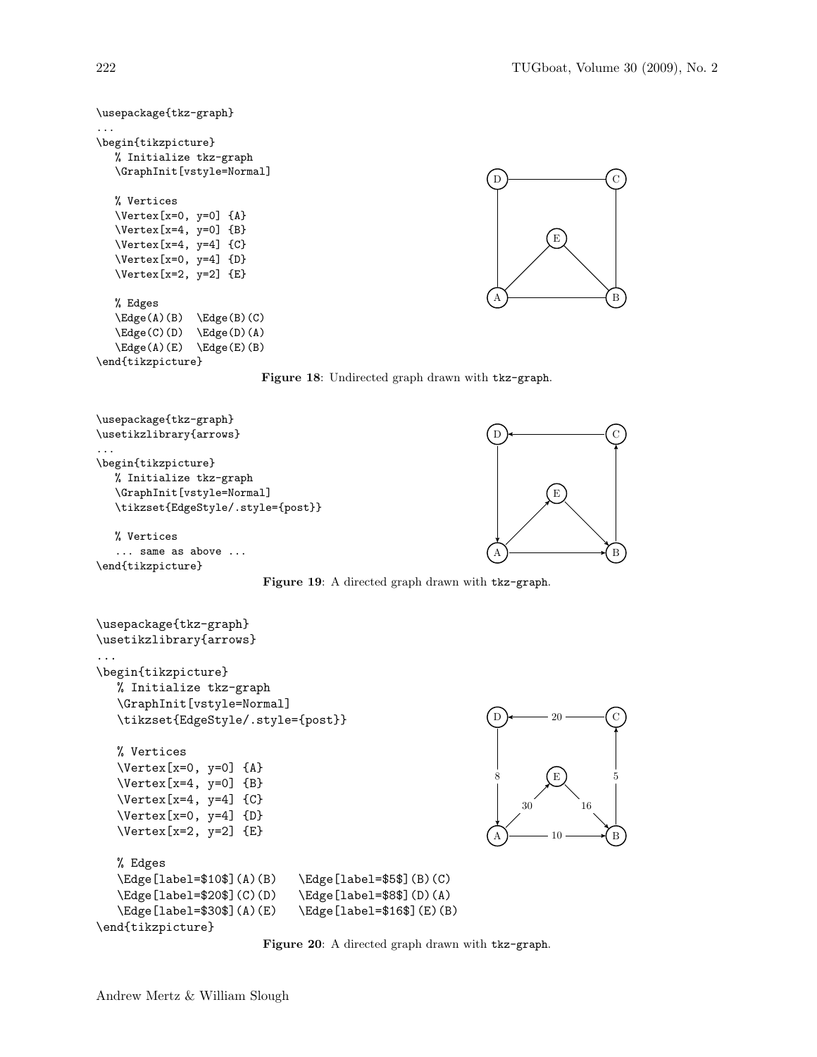```
\usepackage{tkz-graph}
...
\begin{tikzpicture}
   % Initialize tkz-graph
   \GraphInit[vstyle=Normal]

   % Vertices
   \Vertex[x=0, y=0] {A}
   \Vertex[x=4, y=0] {B}
   \Vertex[x=4, y=4] {C}
   \Vertex[x=0, y=4] {D}
   \Vertex[x=2, y=2] {E}

   % Edges
   \Edge(A)(B)  \Edge(B)(C)
   \Edge(C)(D)  \Edge(D)(A)
   \Edge(A)(E)  \Edge(E)(B)
\end{tikzpicture}
```

**Figure 18**: Undirected graph drawn with `tkz-graph`.

```
\usepackage{tkz-graph}
\usetikzlibrary{arrows}
...
\begin{tikzpicture}
   % Initialize tkz-graph
   \GraphInit[vstyle=Normal]
   \tikzset{EdgeStyle/.style={post}}

   % Vertices
   ... same as above ...
\end{tikzpicture}
```

**Figure 19**: A directed graph drawn with `tkz-graph`.

```
\usepackage{tkz-graph}
\usetikzlibrary{arrows}
...
\begin{tikzpicture}
   % Initialize tkz-graph
   \GraphInit[vstyle=Normal]
   \tikzset{EdgeStyle/.style={post}}

   % Vertices
   \Vertex[x=0, y=0] {A}
   \Vertex[x=4, y=0] {B}
   \Vertex[x=4, y=4] {C}
   \Vertex[x=0, y=4] {D}
   \Vertex[x=2, y=2] {E}

   % Edges
   \Edge[label=$10$](A)(B)    \Edge[label=$5$](B)(C)
   \Edge[label=$20$](C)(D)    \Edge[label=$8$](D)(A)
   \Edge[label=$30$](A)(E)    \Edge[label=$16$](E)(B)
\end{tikzpicture}
```

**Figure 20**: A directed graph drawn with `tkz-graph`.

Andrew Mertz & William Slough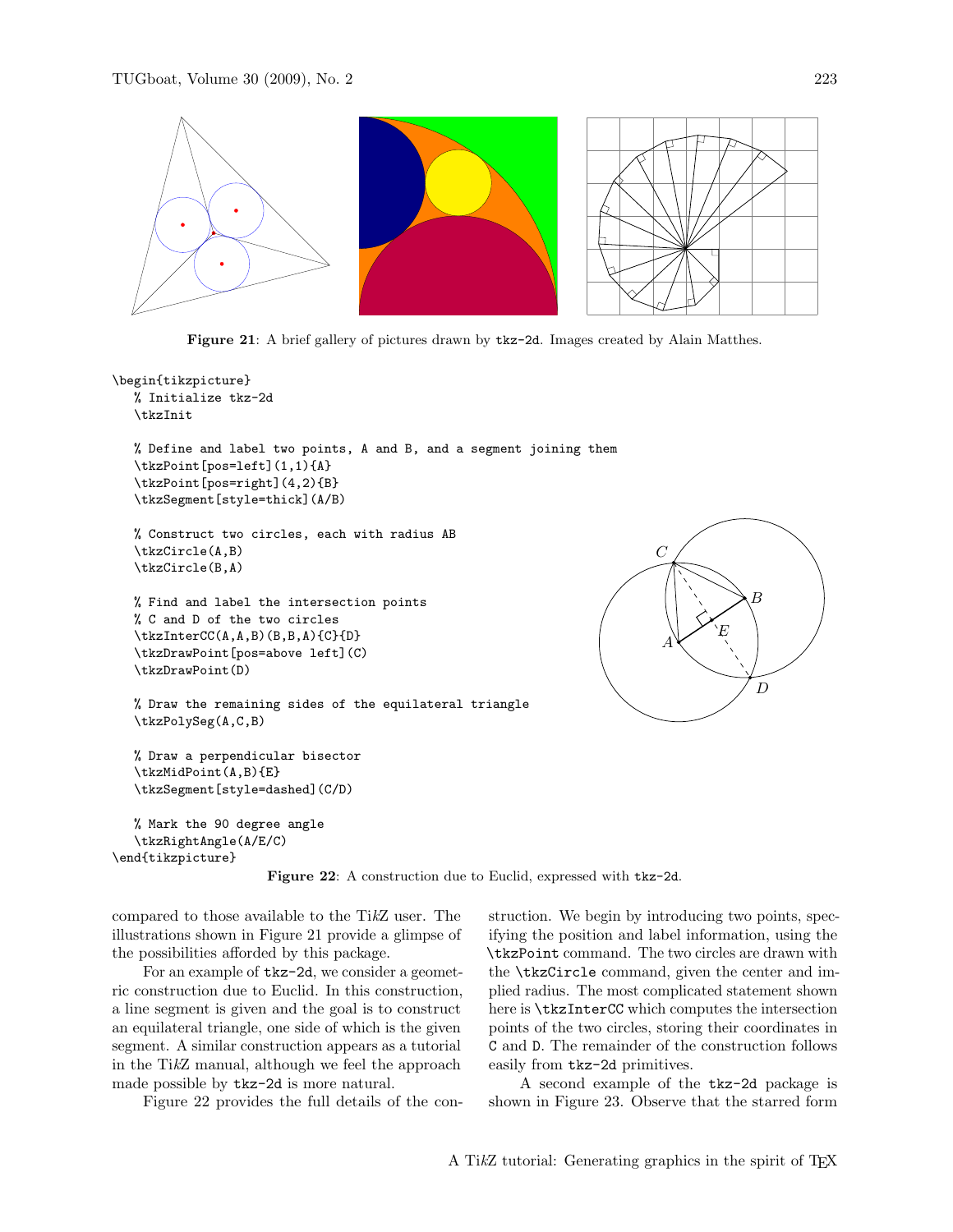**Figure 21**: A brief gallery of pictures drawn by tkz-2d. Images created by Alain Matthes.

```
\begin{tikzpicture}
   % Initialize tkz-2d
   \tkzInit

   % Define and label two points, A and B, and a segment joining them
   \tkzPoint[pos=left](1,1){A}
   \tkzPoint[pos=right](4,2){B}
   \tkzSegment[style=thick](A/B)

   % Construct two circles, each with radius AB
   \tkzCircle(A,B)
   \tkzCircle(B,A)

   % Find and label the intersection points
   % C and D of the two circles
   \tkzInterCC(A,A,B)(B,B,A){C}{D}
   \tkzDrawPoint[pos=above left](C)
   \tkzDrawPoint(D)

   % Draw the remaining sides of the equilateral triangle
   \tkzPolySeg(A,C,B)

   % Draw a perpendicular bisector
   \tkzMidPoint(A,B){E}
   \tkzSegment[style=dashed](C/D)

   % Mark the 90 degree angle
   \tkzRightAngle(A/E/C)
\end{tikzpicture}
```

**Figure 22**: A construction due to Euclid, expressed with tkz-2d.

compared to those available to the Ti*k*Z user. The illustrations shown in Figure 21 provide a glimpse of the possibilities afforded by this package.

For an example of tkz-2d, we consider a geometric construction due to Euclid. In this construction, a line segment is given and the goal is to construct an equilateral triangle, one side of which is the given segment. A similar construction appears as a tutorial in the Ti*k*Z manual, although we feel the approach made possible by tkz-2d is more natural.

Figure 22 provides the full details of the construction. We begin by introducing two points, specifying the position and label information, using the \tkzPoint command. The two circles are drawn with the \tkzCircle command, given the center and implied radius. The most complicated statement shown here is \tkzInterCC which computes the intersection points of the two circles, storing their coordinates in C and D. The remainder of the construction follows easily from tkz-2d primitives.

A second example of the tkz-2d package is shown in Figure 23. Observe that the starred form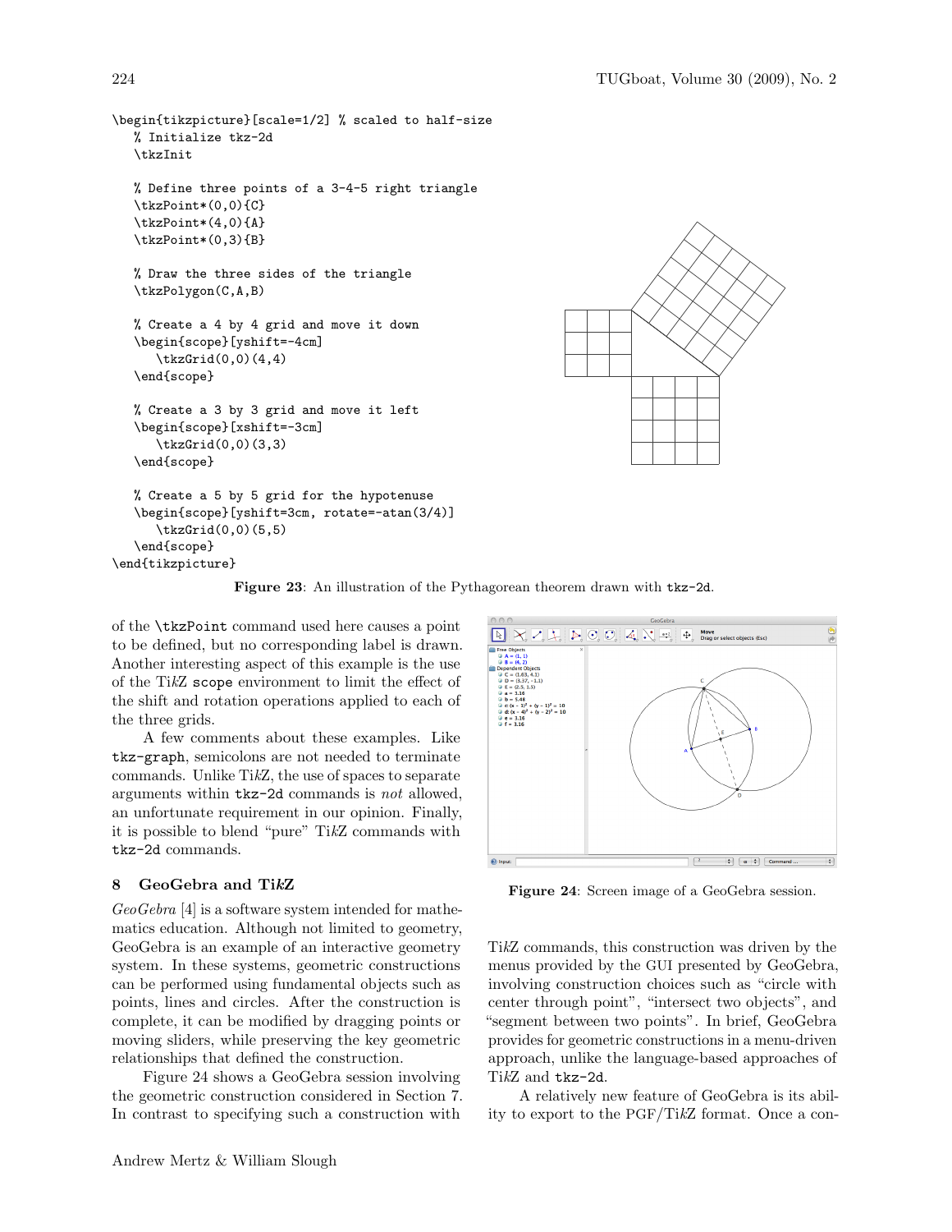```
\begin{tikzpicture}[scale=1/2] % scaled to half-size
   % Initialize tkz-2d
   \tkzInit

   % Define three points of a 3-4-5 right triangle
   \tkzPoint*(0,0){C}
   \tkzPoint*(4,0){A}
   \tkzPoint*(0,3){B}

   % Draw the three sides of the triangle
   \tkzPolygon(C,A,B)

   % Create a 4 by 4 grid and move it down
   \begin{scope}[yshift=-4cm]
      \tkzGrid(0,0)(4,4)
   \end{scope}

   % Create a 3 by 3 grid and move it left
   \begin{scope}[xshift=-3cm]
      \tkzGrid(0,0)(3,3)
   \end{scope}

   % Create a 5 by 5 grid for the hypotenuse
   \begin{scope}[yshift=3cm, rotate=-atan(3/4)]
      \tkzGrid(0,0)(5,5)
   \end{scope}
\end{tikzpicture}
```

**Figure 23**: An illustration of the Pythagorean theorem drawn with `tkz-2d`.

of the `\tkzPoint` command used here causes a point to be defined, but no corresponding label is drawn. Another interesting aspect of this example is the use of the TikZ `scope` environment to limit the effect of the shift and rotation operations applied to each of the three grids.

A few comments about these examples. Like `tkz-graph`, semicolons are not needed to terminate commands. Unlike TikZ, the use of spaces to separate arguments within `tkz-2d` commands is *not* allowed, an unfortunate requirement in our opinion. Finally, it is possible to blend "pure" TikZ commands with `tkz-2d` commands.

## 8 GeoGebra and TikZ

*GeoGebra* [4] is a software system intended for mathematics education. Although not limited to geometry, GeoGebra is an example of an interactive geometry system. In these systems, geometric constructions can be performed using fundamental objects such as points, lines and circles. After the construction is complete, it can be modified by dragging points or moving sliders, while preserving the key geometric relationships that defined the construction.

Figure 24 shows a GeoGebra session involving the geometric construction considered in Section 7. In contrast to specifying such a construction with TikZ commands, this construction was driven by the menus provided by the GUI presented by GeoGebra, involving construction choices such as "circle with center through point", "intersect two objects", and "segment between two points". In brief, GeoGebra provides for geometric constructions in a menu-driven approach, unlike the language-based approaches of TikZ and `tkz-2d`.

**Figure 24**: Screen image of a GeoGebra session.

A relatively new feature of GeoGebra is its ability to export to the PGF/TikZ format. Once a con-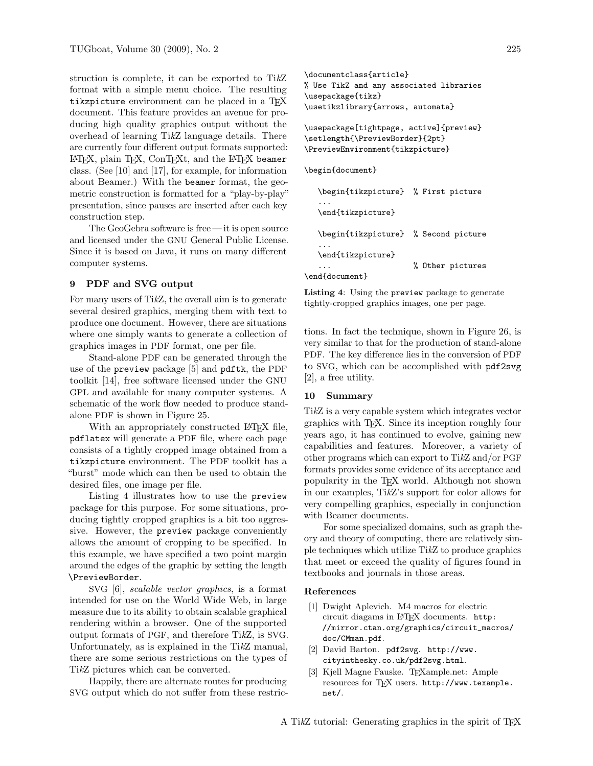struction is complete, it can be exported to TikZ format with a simple menu choice. The resulting `tikzpicture` environment can be placed in a TEX document. This feature provides an avenue for producing high quality graphics output without the overhead of learning TikZ language details. There are currently four different output formats supported: LATEX, plain TEX, ConTEXt, and the LATEX `beamer` class. (See [10] and [17], for example, for information about Beamer.) With the `beamer` format, the geometric construction is formatted for a "play-by-play" presentation, since pauses are inserted after each key construction step.

The GeoGebra software is free — it is open source and licensed under the GNU General Public License. Since it is based on Java, it runs on many different computer systems.

## 9 PDF and SVG output

For many users of TikZ, the overall aim is to generate several desired graphics, merging them with text to produce one document. However, there are situations where one simply wants to generate a collection of graphics images in PDF format, one per file.

Stand-alone PDF can be generated through the use of the `preview` package [5] and `pdftk`, the PDF toolkit [14], free software licensed under the GNU GPL and available for many computer systems. A schematic of the work flow needed to produce stand-alone PDF is shown in Figure 25.

With an appropriately constructed LATEX file, `pdflatex` will generate a PDF file, where each page consists of a tightly cropped image obtained from a `tikzpicture` environment. The PDF toolkit has a "burst" mode which can then be used to obtain the desired files, one image per file.

Listing 4 illustrates how to use the `preview` package for this purpose. For some situations, producing tightly cropped graphics is a bit too aggressive. However, the `preview` package conveniently allows the amount of cropping to be specified. In this example, we have specified a two point margin around the edges of the graphic by setting the length `\PreviewBorder`.

SVG [6], *scalable vector graphics*, is a format intended for use on the World Wide Web, in large measure due to its ability to obtain scalable graphical rendering within a browser. One of the supported output formats of PGF, and therefore TikZ, is SVG. Unfortunately, as is explained in the TikZ manual, there are some serious restrictions on the types of TikZ pictures which can be converted.

Happily, there are alternate routes for producing SVG output which do not suffer from these restrictions. In fact the technique, shown in Figure 26, is very similar to that for the production of stand-alone PDF. The key difference lies in the conversion of PDF to SVG, which can be accomplished with `pdf2svg` [2], a free utility.

```
\documentclass{article}
% Use TikZ and any associated libraries
\usepackage{tikz}
\usetikzlibrary{arrows, automata}

\usepackage[tightpage, active]{preview}
\setlength{\PreviewBorder}{2pt}
\PreviewEnvironment{tikzpicture}

\begin{document}

   \begin{tikzpicture}  % First picture
   ...
   \end{tikzpicture}

   \begin{tikzpicture}  % Second picture
   ...
   \end{tikzpicture}
   ...                  % Other pictures
\end{document}
```

**Listing 4**: Using the `preview` package to generate tightly-cropped graphics images, one per page.

## 10 Summary

TikZ is a very capable system which integrates vector graphics with TEX. Since its inception roughly four years ago, it has continued to evolve, gaining new capabilities and features. Moreover, a variety of other programs which can export to TikZ and/or PGF formats provides some evidence of its acceptance and popularity in the TEX world. Although not shown in our examples, TikZ's support for color allows for very compelling graphics, especially in conjunction with Beamer documents.

For some specialized domains, such as graph theory and theory of computing, there are relatively simple techniques which utilize TikZ to produce graphics that meet or exceed the quality of figures found in textbooks and journals in those areas.

### References

[1] Dwight Aplevich. M4 macros for electric circuit diagams in LATEX documents. `http://mirror.ctan.org/graphics/circuit_macros/doc/CMman.pdf`.

[2] David Barton. `pdf2svg`. `http://www.cityinthesky.co.uk/pdf2svg.html`.

[3] Kjell Magne Fauske. TEXample.net: Ample resources for TEX users. `http://www.texample.net/`.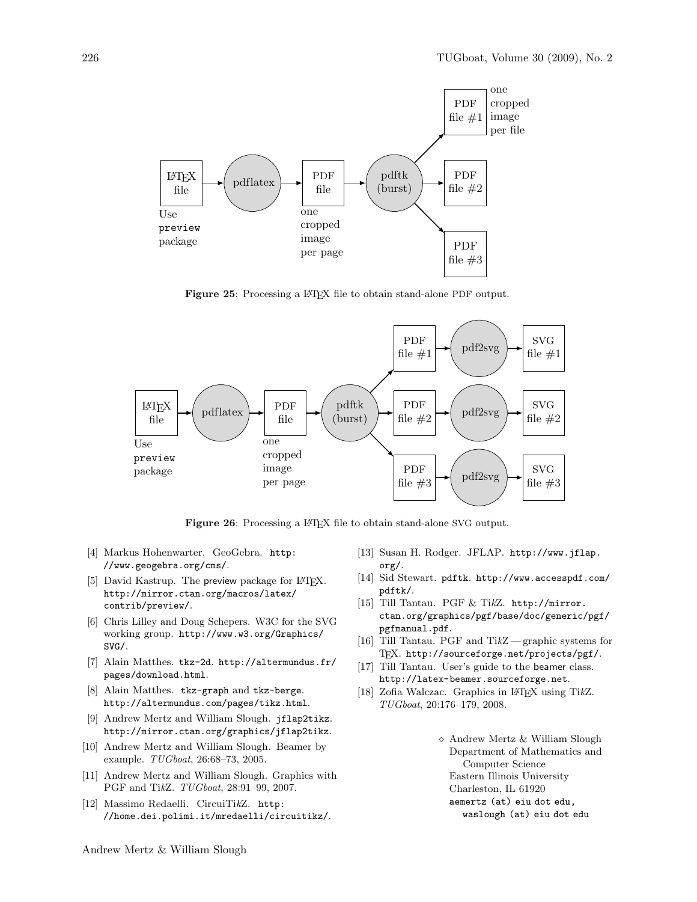PDF file #1

one cropped image per file

LaTeX file

pdflatex

PDF file

pdftk (burst)

PDF file #2

Use preview package

one cropped image per page

PDF file #3

**Figure 25**: Processing a LaTeX file to obtain stand-alone PDF output.

PDF file #1

pdf2svg

SVG file #1

LaTeX file

pdflatex

PDF file

pdftk (burst)

PDF file #2

pdf2svg

SVG file #2

Use preview package

one cropped image per page

PDF file #3

pdf2svg

SVG file #3

**Figure 26**: Processing a LaTeX file to obtain stand-alone SVG output.

[4] Markus Hohenwarter. GeoGebra. `http://www.geogebra.org/cms/`.

[5] David Kastrup. The preview package for LaTeX. `http://mirror.ctan.org/macros/latex/contrib/preview/`.

[6] Chris Lilley and Doug Schepers. W3C for the SVG working group. `http://www.w3.org/Graphics/SVG/`.

[7] Alain Matthes. `tkz-2d`. `http://altermundus.fr/pages/download.html`.

[8] Alain Matthes. `tkz-graph` and `tkz-berge`. `http://altermundus.com/pages/tikz.html`.

[9] Andrew Mertz and William Slough. `jflap2tikz`. `http://mirror.ctan.org/graphics/jflap2tikz`.

[10] Andrew Mertz and William Slough. Beamer by example. *TUGboat*, 26:68–73, 2005.

[11] Andrew Mertz and William Slough. Graphics with PGF and Ti*k*Z. *TUGboat*, 28:91–99, 2007.

[12] Massimo Redaelli. CircuiTi*k*Z. `http://home.dei.polimi.it/mredaelli/circuitikz/`.

[13] Susan H. Rodger. JFLAP. `http://www.jflap.org/`.

[14] Sid Stewart. `pdftk`. `http://www.accesspdf.com/pdftk/`.

[15] Till Tantau. PGF & Ti*k*Z. `http://mirror.ctan.org/graphics/pgf/base/doc/generic/pgf/pgfmanual.pdf`.

[16] Till Tantau. PGF and Ti*k*Z — graphic systems for TeX. `http://sourceforge.net/projects/pgf/`.

[17] Till Tantau. User's guide to the beamer class. `http://latex-beamer.sourceforge.net`.

[18] Zofia Walczac. Graphics in LaTeX using Ti*k*Z. *TUGboat*, 20:176–179, 2008.

◇ Andrew Mertz & William Slough
Department of Mathematics and Computer Science
Eastern Illinois University
Charleston, IL 61920
`aemertz (at) eiu dot edu`,
`waslough (at) eiu dot edu`